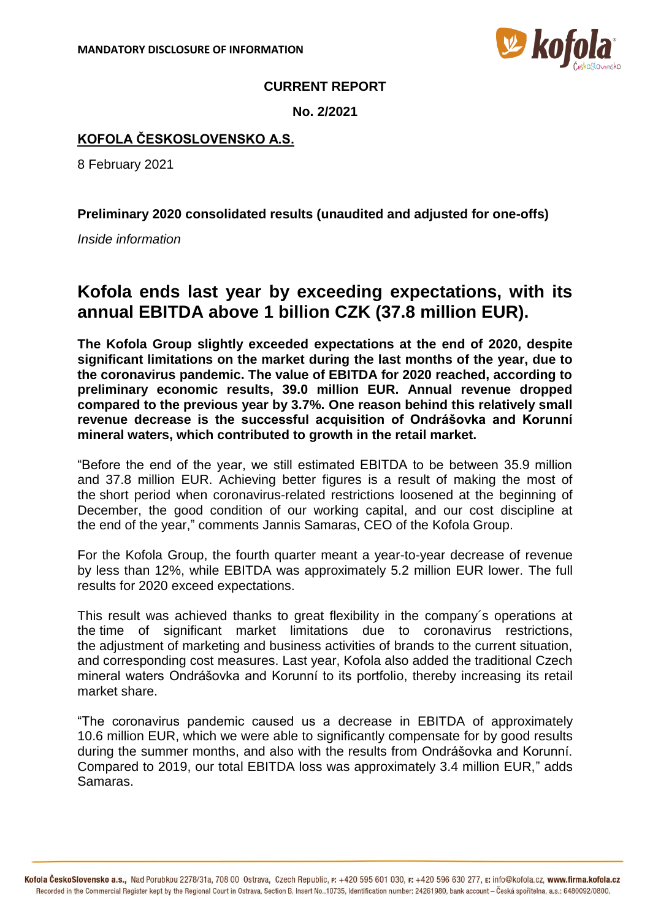**MANDATORY DISCLOSURE OF INFORMATION**

**CURRENT REPORT**

**No. 2/2021**

**KOFOLA ČESKOSLOVENSKO A.S.**

8 February 2021

**Preliminary 2020 consolidated results (unaudited and adjusted for one-offs)**

*Inside information*

# Kofola ends last year by exceeding expectations, with its annual EBITDA above 1 billion CZK (37.8 million EUR).

**The Kofola Group slightly exceeded expectations at the end of 2020, despite significant limitations on the market during the last months of the year, due to the coronavirus pandemic. The value of EBITDA for 2020 reached, according to preliminary economic results, 39.0 million EUR. Annual revenue dropped compared to the previous year by 3.7%. One reason behind this relatively small revenue decrease is the successful acquisition of Ondrášovka and Korunní mineral waters, which contributed to growth in the retail market.**

"Before the end of the year, we still estimated EBITDA to be between 35.9 million and 37.8 million EUR. Achieving better figures is a result of making the most of the short period when coronavirus-related restrictions loosened at the beginning of December, the good condition of our working capital, and our cost discipline at the end of the year," comments Jannis Samaras, CEO of the Kofola Group.

For the Kofola Group, the fourth quarter meant a year-to-year decrease of revenue by less than 12%, while EBITDA was approximately 5.2 million EUR lower. The full results for 2020 exceed expectations.

This result was achieved thanks to great flexibility in the company´s operations at the time of significant market limitations due to coronavirus restrictions, the adjustment of marketing and business activities of brands to the current situation, and corresponding cost measures. Last year, Kofola also added the traditional Czech mineral waters Ondrášovka and Korunní to its portfolio, thereby increasing its retail market share.

"The coronavirus pandemic caused us a decrease in EBITDA of approximately 10.6 million EUR, which we were able to significantly compensate for by good results during the summer months, and also with the results from Ondrášovka and Korunní. Compared to 2019, our total EBITDA loss was approximately 3.4 million EUR," adds Samaras.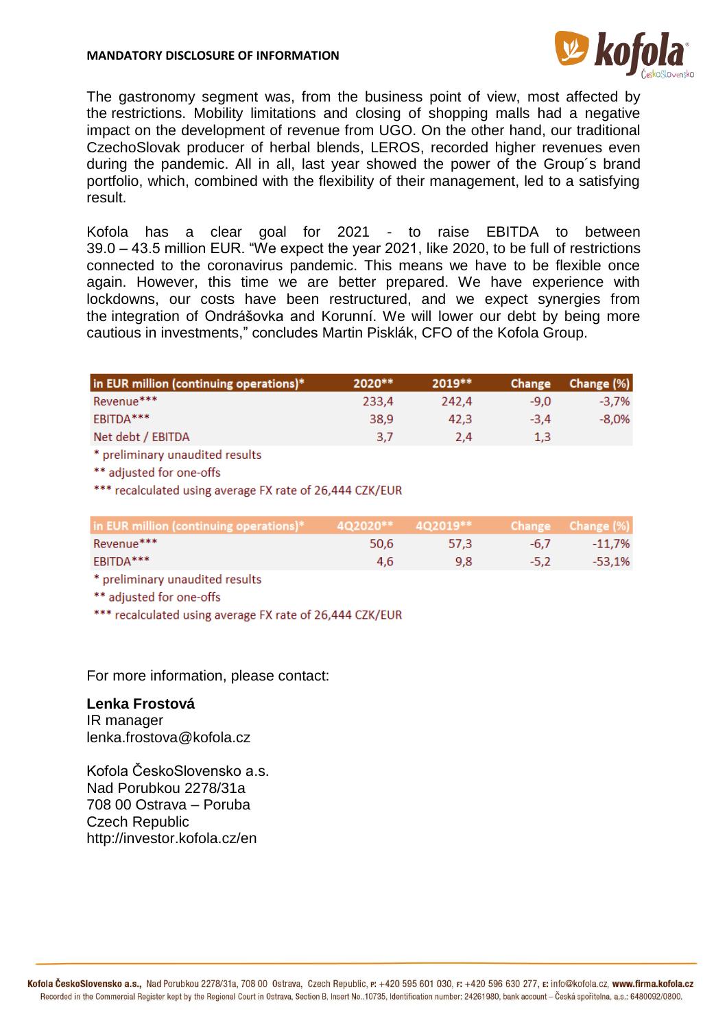The gastronomy segment was, from the business point of view, most affected by the restrictions. Mobility limitations and closing of shopping malls had a negative impact on the development of revenue from UGO. On the other hand, our traditional CzechoSlovak producer of herbal blends, LEROS, recorded higher revenues even during the pandemic. All in all, last year showed the power of the Group´s brand portfolio, which, combined with the flexibility of their management, led to a satisfying result.

Kofola has a clear goal for 2021 - to raise EBITDA to between 39.0 – 43.5 million EUR. "We expect the year 2021, like 2020, to be full of restrictions connected to the coronavirus pandemic. This means we have to be flexible once again. However, this time we are better prepared. We have experience with lockdowns, our costs have been restructured, and we expect synergies from the integration of Ondrášovka and Korunní. We will lower our debt by being more cautious in investments," concludes Martin Pisklák, CFO of the Kofola Group.

| in EUR million (continuing operations)* | 2020** | 2019** | Change | Change (%) |
|---|---|---|---|---|
| Revenue*** | 233,4 | 242,4 | -9,0 | -3,7% |
| EBITDA*** | 38,9 | 42,3 | -3,4 | -8,0% |
| Net debt / EBITDA | 3,7 | 2,4 | 1,3 | |

* preliminary unaudited results

** adjusted for one-offs

*** recalculated using average FX rate of 26,444 CZK/EUR

| in EUR million (continuing operations)* | 4Q2020** | 4Q2019** | Change | Change (%) |
|---|---|---|---|---|
| Revenue*** | 50,6 | 57,3 | -6,7 | -11,7% |
| EBITDA*** | 4,6 | 9,8 | -5,2 | -53,1% |

* preliminary unaudited results

** adjusted for one-offs

*** recalculated using average FX rate of 26,444 CZK/EUR

For more information, please contact:

**Lenka Frostová**
IR manager
lenka.frostova@kofola.cz

Kofola ČeskoSlovensko a.s.
Nad Porubkou 2278/31a
708 00 Ostrava – Poruba
Czech Republic
http://investor.kofola.cz/en